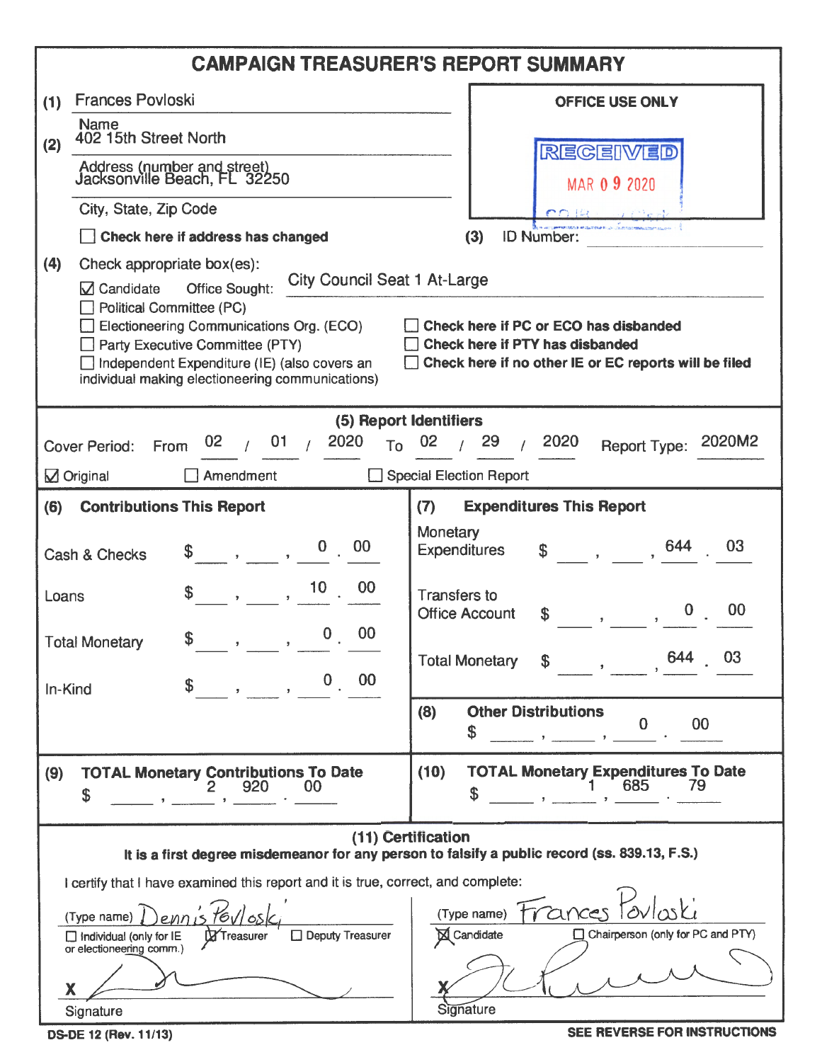# CAMPAIGN TREASURER'S REPORT SUMMARY

(1) Frances Povloski
Name

(2) 402 15th Street North
Address (number and street)
Jacksonville Beach, FL 32250
City, State, Zip Code

☐ **Check here if address has changed**

**OFFICE USE ONLY**

RECEIVED
MAR 09 2020

(3) ID Number:

(4) Check appropriate box(es):

☑ Candidate  Office Sought: City Council Seat 1 At-Large
☐ Political Committee (PC)
☐ Electioneering Communications Org. (ECO)
☐ Party Executive Committee (PTY)
☐ Independent Expenditure (IE) (also covers an individual making electioneering communications)

☐ **Check here if PC or ECO has disbanded**
☐ **Check here if PTY has disbanded**
☐ **Check here if no other IE or EC reports will be filed**

## (5) Report Identifiers

Cover Period: From 02 / 01 / 2020 To 02 / 29 / 2020  Report Type: 2020M2

☑ Original  ☐ Amendment  ☐ Special Election Report

| (6) Contributions This Report | | (7) Expenditures This Report | |
|---|---|---|---|
| Cash & Checks | $ 0.00 | Monetary Expenditures | $ 644.03 |
| Loans | $ 10.00 | Transfers to Office Account | $ 0.00 |
| Total Monetary | $ 0.00 | Total Monetary | $ 644.03 |
| In-Kind | $ 0.00 | (8) Other Distributions | $ 0.00 |

**(9) TOTAL Monetary Contributions To Date**
$ 2,920.00

**(10) TOTAL Monetary Expenditures To Date**
$ 1,685.79

## (11) Certification

**It is a first degree misdemeanor for any person to falsify a public record (ss. 839.13, F.S.)**

I certify that I have examined this report and it is true, correct, and complete:

(Type name) Dennis Povloski
☐ Individual (only for IE or electioneering comm.)  ☒ Treasurer  ☐ Deputy Treasurer
X [signature]
Signature

(Type name) Frances Povloski
☒ Candidate  ☐ Chairperson (only for PC and PTY)
X [signature]
Signature

DS-DE 12 (Rev. 11/13)

**SEE REVERSE FOR INSTRUCTIONS**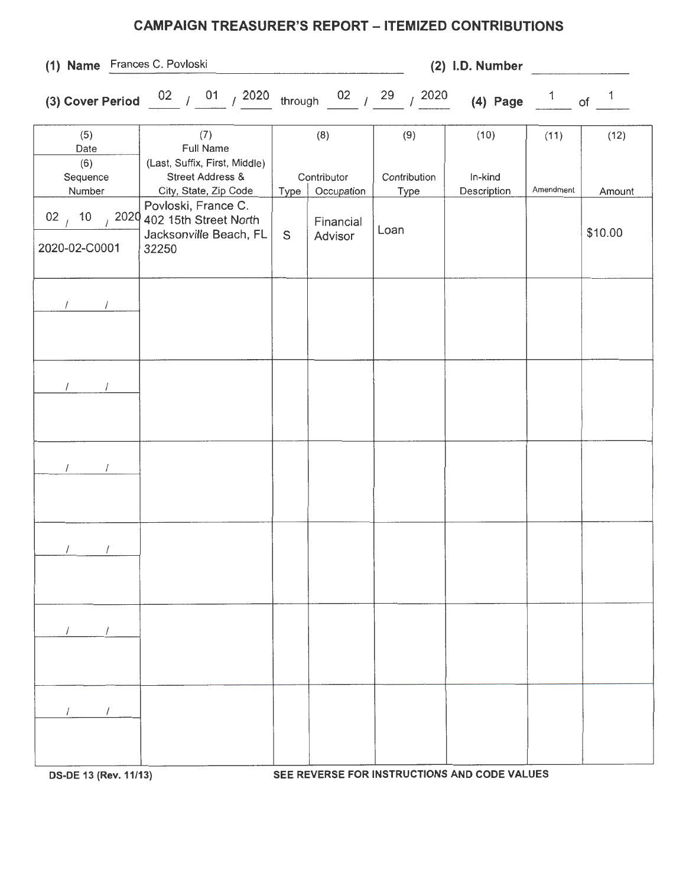# CAMPAIGN TREASURER'S REPORT – ITEMIZED CONTRIBUTIONS

**(1) Name** Frances C. Povloski **(2) I.D. Number** ______

**(3) Cover Period** 02 / 01 / 2020 through 02 / 29 / 2020 **(4) Page** 1 of 1

| (5) Date / (6) Sequence Number | (7) Full Name (Last, Suffix, First, Middle) Street Address & City, State, Zip Code | (8) Contributor Type | (8) Contributor Occupation | (9) Contribution Type | (10) In-kind Description | (11) Amendment | (12) Amount |
|---|---|---|---|---|---|---|---|
| 02 / 10 / 2020<br>2020-02-C0001 | Povloski, France C.<br>402 15th Street North<br>Jacksonville Beach, FL 32250 | S | Financial Advisor | Loan | | | $10.00 |
| / / | | | | | | | |
| / / | | | | | | | |
| / / | | | | | | | |
| / / | | | | | | | |
| / / | | | | | | | |
| / / | | | | | | | |

DS-DE 13 (Rev. 11/13) **SEE REVERSE FOR INSTRUCTIONS AND CODE VALUES**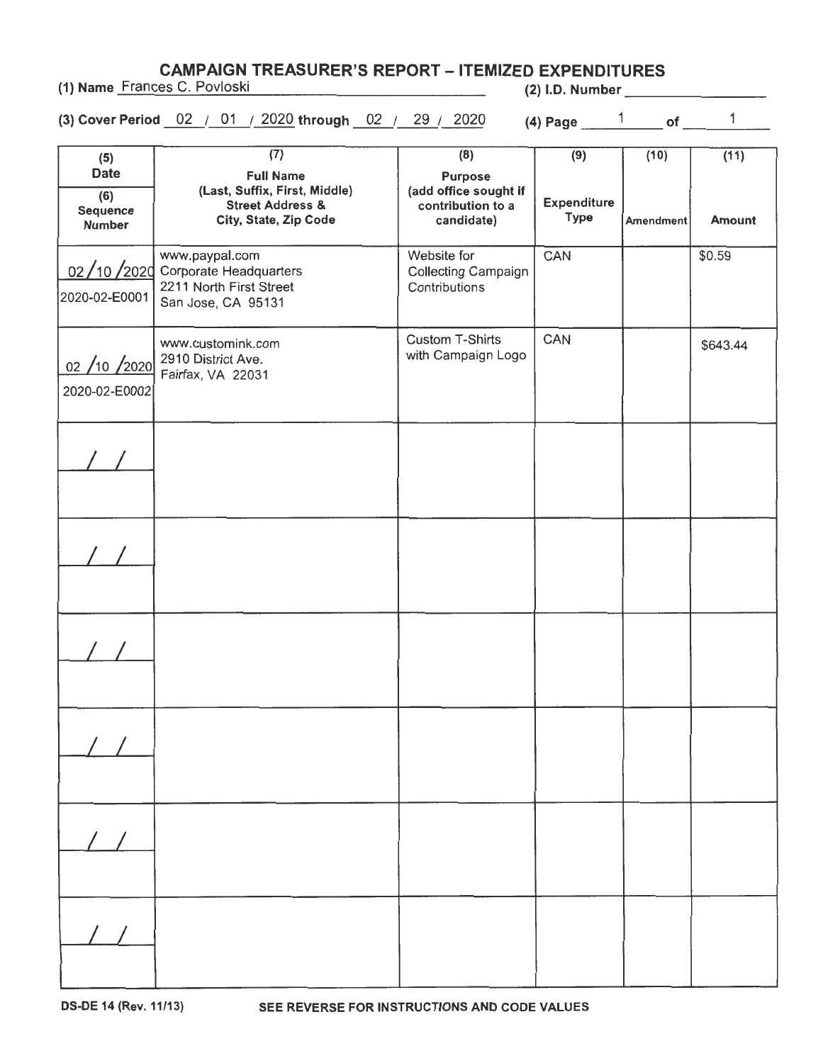# CAMPAIGN TREASURER'S REPORT – ITEMIZED EXPENDITURES

(1) Name Frances C. Povloski  (2) I.D. Number

(3) Cover Period 02 / 01 / 2020 through 02 / 29 / 2020  (4) Page 1 of 1

| (5) Date / (6) Sequence Number | (7) Full Name (Last, Suffix, First, Middle) Street Address & City, State, Zip Code | (8) Purpose (add office sought if contribution to a candidate) | (9) Expenditure Type | (10) Amendment | (11) Amount |
|---|---|---|---|---|---|
| 02/10/2020 2020-02-E0001 | www.paypal.com Corporate Headquarters 2211 North First Street San Jose, CA 95131 | Website for Collecting Campaign Contributions | CAN | | $0.59 |
| 02/10/2020 2020-02-E0002 | www.customink.com 2910 District Ave. Fairfax, VA 22031 | Custom T-Shirts with Campaign Logo | CAN | | $643.44 |
| / / | | | | | |
| / / | | | | | |
| / / | | | | | |
| / / | | | | | |
| / / | | | | | |
| / / | | | | | |

DS-DE 14 (Rev. 11/13)  SEE REVERSE FOR INSTRUCTIONS AND CODE VALUES